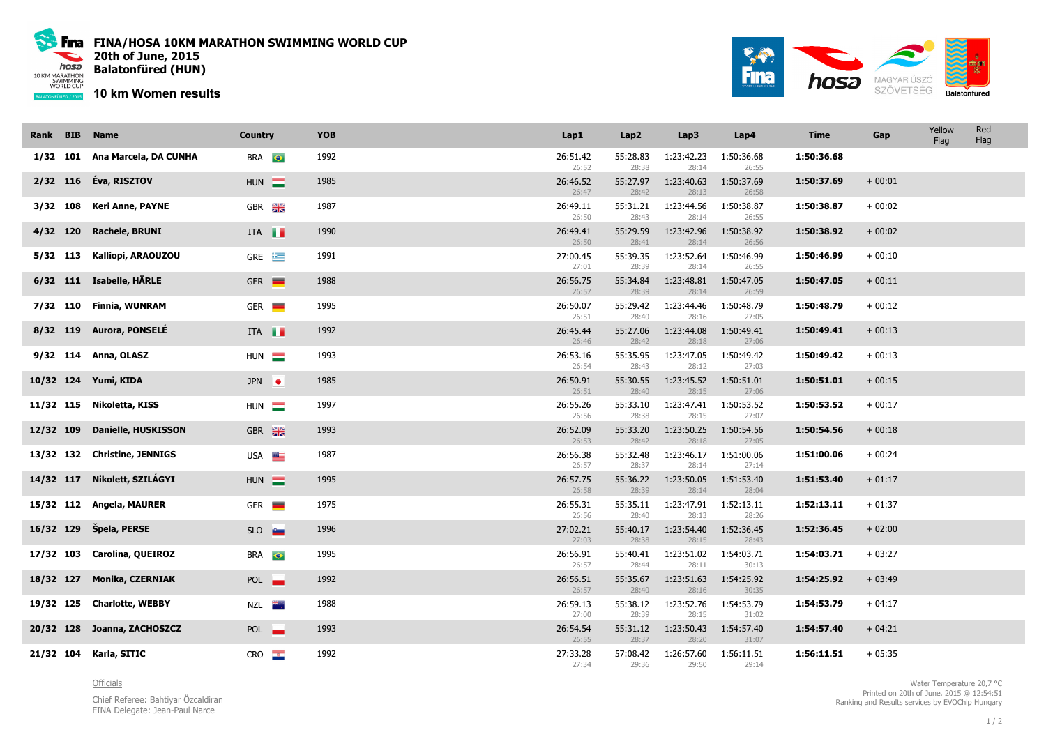# FINA/HOSA 10KM MARATHON SWIMMING WORLD CUP

**20th of June, 2015**

**Balatonfüred (HUN)**

## 10 km Women results

| Rank | BIB | Name | Country | YOB | Lap1 | Lap2 | Lap3 | Lap4 | Time | Gap | Yellow Flag | Red Flag |
|---|---|---|---|---|---|---|---|---|---|---|---|---|
| 1/32 | 101 | Ana Marcela, DA CUNHA | BRA | 1992 | 26:51.42 26:52 | 55:28.83 28:38 | 1:23:42.23 28:14 | 1:50:36.68 26:55 | 1:50:36.68 | | | |
| 2/32 | 116 | Éva, RISZTOV | HUN | 1985 | 26:46.52 26:47 | 55:27.97 28:42 | 1:23:40.63 28:13 | 1:50:37.69 26:58 | 1:50:37.69 | + 00:01 | | |
| 3/32 | 108 | Keri Anne, PAYNE | GBR | 1987 | 26:49.11 26:50 | 55:31.21 28:43 | 1:23:44.56 28:14 | 1:50:38.87 26:55 | 1:50:38.87 | + 00:02 | | |
| 4/32 | 120 | Rachele, BRUNI | ITA | 1990 | 26:49.41 26:50 | 55:29.59 28:41 | 1:23:42.96 28:14 | 1:50:38.92 26:56 | 1:50:38.92 | + 00:02 | | |
| 5/32 | 113 | Kalliopi, ARAOUZOU | GRE | 1991 | 27:00.45 27:01 | 55:39.35 28:39 | 1:23:52.64 28:14 | 1:50:46.99 26:55 | 1:50:46.99 | + 00:10 | | |
| 6/32 | 111 | Isabelle, HÄRLE | GER | 1988 | 26:56.75 26:57 | 55:34.84 28:39 | 1:23:48.81 28:14 | 1:50:47.05 26:59 | 1:50:47.05 | + 00:11 | | |
| 7/32 | 110 | Finnia, WUNRAM | GER | 1995 | 26:50.07 26:51 | 55:29.42 28:40 | 1:23:44.46 28:16 | 1:50:48.79 27:05 | 1:50:48.79 | + 00:12 | | |
| 8/32 | 119 | Aurora, PONSELÉ | ITA | 1992 | 26:45.44 26:46 | 55:27.06 28:42 | 1:23:44.08 28:18 | 1:50:49.41 27:06 | 1:50:49.41 | + 00:13 | | |
| 9/32 | 114 | Anna, OLASZ | HUN | 1993 | 26:53.16 26:54 | 55:35.95 28:43 | 1:23:47.05 28:12 | 1:50:49.42 27:03 | 1:50:49.42 | + 00:13 | | |
| 10/32 | 124 | Yumi, KIDA | JPN | 1985 | 26:50.91 26:51 | 55:30.55 28:40 | 1:23:45.52 28:15 | 1:50:51.01 27:06 | 1:50:51.01 | + 00:15 | | |
| 11/32 | 115 | Nikoletta, KISS | HUN | 1997 | 26:55.26 26:56 | 55:33.10 28:38 | 1:23:47.41 28:15 | 1:50:53.52 27:07 | 1:50:53.52 | + 00:17 | | |
| 12/32 | 109 | Danielle, HUSKISSON | GBR | 1993 | 26:52.09 26:53 | 55:33.20 28:42 | 1:23:50.25 28:18 | 1:50:54.56 27:05 | 1:50:54.56 | + 00:18 | | |
| 13/32 | 132 | Christine, JENNIGS | USA | 1987 | 26:56.38 26:57 | 55:32.48 28:37 | 1:23:46.17 28:14 | 1:51:00.06 27:14 | 1:51:00.06 | + 00:24 | | |
| 14/32 | 117 | Nikolett, SZILÁGYI | HUN | 1995 | 26:57.75 26:58 | 55:36.22 28:39 | 1:23:50.05 28:14 | 1:51:53.40 28:04 | 1:51:53.40 | + 01:17 | | |
| 15/32 | 112 | Angela, MAURER | GER | 1975 | 26:55.31 26:56 | 55:35.11 28:40 | 1:23:47.91 28:13 | 1:52:13.11 28:26 | 1:52:13.11 | + 01:37 | | |
| 16/32 | 129 | Špela, PERSE | SLO | 1996 | 27:02.21 27:03 | 55:40.17 28:38 | 1:23:54.40 28:15 | 1:52:36.45 28:43 | 1:52:36.45 | + 02:00 | | |
| 17/32 | 103 | Carolina, QUEIROZ | BRA | 1995 | 26:56.91 26:57 | 55:40.41 28:44 | 1:23:51.02 28:11 | 1:54:03.71 30:13 | 1:54:03.71 | + 03:27 | | |
| 18/32 | 127 | Monika, CZERNIAK | POL | 1992 | 26:56.51 26:57 | 55:35.67 28:40 | 1:23:51.63 28:16 | 1:54:25.92 30:35 | 1:54:25.92 | + 03:49 | | |
| 19/32 | 125 | Charlotte, WEBBY | NZL | 1988 | 26:59.13 27:00 | 55:38.12 28:39 | 1:23:52.76 28:15 | 1:54:53.79 31:02 | 1:54:53.79 | + 04:17 | | |
| 20/32 | 128 | Joanna, ZACHOSZCZ | POL | 1993 | 26:54.54 26:55 | 55:31.12 28:37 | 1:23:50.43 28:20 | 1:54:57.40 31:07 | 1:54:57.40 | + 04:21 | | |
| 21/32 | 104 | Karla, SITIC | CRO | 1992 | 27:33.28 27:34 | 57:08.42 29:36 | 1:26:57.60 29:50 | 1:56:11.51 29:14 | 1:56:11.51 | + 05:35 | | |

Officials

Chief Referee: Bahtiyar Özcaldiran
FINA Delegate: Jean-Paul Narce

Water Temperature 20,7 °C
Printed on 20th of June, 2015 @ 12:54:51
Ranking and Results services by EVOChip Hungary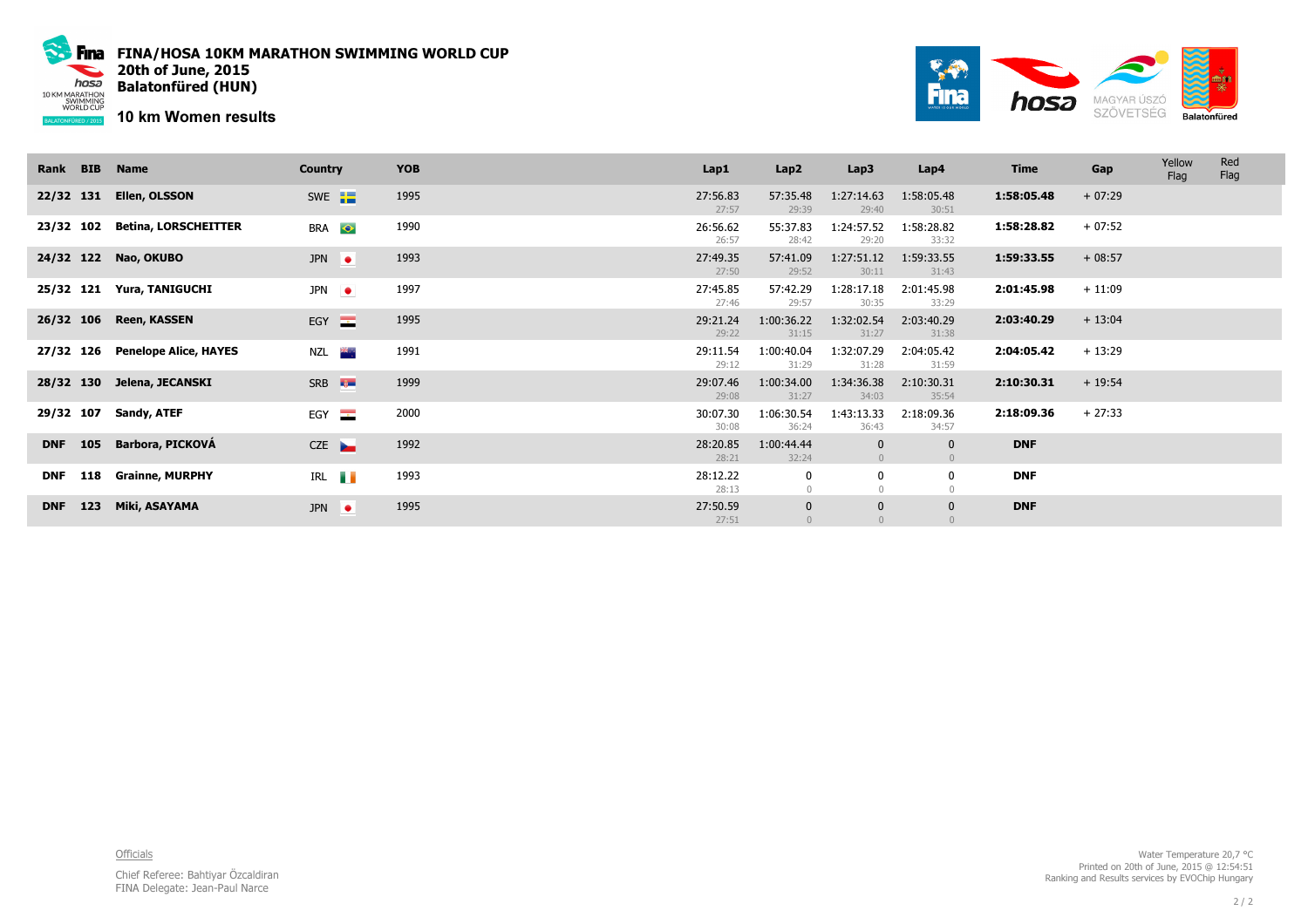# FINA/HOSA 10KM MARATHON SWIMMING WORLD CUP

**20th of June, 2015**

**Balatonfüred (HUN)**

## 10 km Women results

| Rank | BIB | Name | Country | YOB | Lap1 | Lap2 | Lap3 | Lap4 | Time | Gap | Yellow Flag | Red Flag |
|---|---|---|---|---|---|---|---|---|---|---|---|---|
| 22/32 | 131 | **Ellen, OLSSON** | SWE | 1995 | 27:56.83 27:57 | 57:35.48 29:39 | 1:27:14.63 29:40 | 1:58:05.48 30:51 | **1:58:05.48** | + 07:29 | | |
| 23/32 | 102 | **Betina, LORSCHEITTER** | BRA | 1990 | 26:56.62 26:57 | 55:37.83 28:42 | 1:24:57.52 29:20 | 1:58:28.82 33:32 | **1:58:28.82** | + 07:52 | | |
| 24/32 | 122 | **Nao, OKUBO** | JPN | 1993 | 27:49.35 27:50 | 57:41.09 29:52 | 1:27:51.12 30:11 | 1:59:33.55 31:43 | **1:59:33.55** | + 08:57 | | |
| 25/32 | 121 | **Yura, TANIGUCHI** | JPN | 1997 | 27:45.85 27:46 | 57:42.29 29:57 | 1:28:17.18 30:35 | 2:01:45.98 33:29 | **2:01:45.98** | + 11:09 | | |
| 26/32 | 106 | **Reen, KASSEN** | EGY | 1995 | 29:21.24 29:22 | 1:00:36.22 31:15 | 1:32:02.54 31:27 | 2:03:40.29 31:38 | **2:03:40.29** | + 13:04 | | |
| 27/32 | 126 | **Penelope Alice, HAYES** | NZL | 1991 | 29:11.54 29:12 | 1:00:40.04 31:29 | 1:32:07.29 31:28 | 2:04:05.42 31:59 | **2:04:05.42** | + 13:29 | | |
| 28/32 | 130 | **Jelena, JECANSKI** | SRB | 1999 | 29:07.46 29:08 | 1:00:34.00 31:27 | 1:34:36.38 34:03 | 2:10:30.31 35:54 | **2:10:30.31** | + 19:54 | | |
| 29/32 | 107 | **Sandy, ATEF** | EGY | 2000 | 30:07.30 30:08 | 1:06:30.54 36:24 | 1:43:13.33 36:43 | 2:18:09.36 34:57 | **2:18:09.36** | + 27:33 | | |
| DNF | 105 | **Barbora, PICKOVÁ** | CZE | 1992 | 28:20.85 28:21 | 1:00:44.44 32:24 | 0 0 | 0 0 | **DNF** | | | |
| DNF | 118 | **Grainne, MURPHY** | IRL | 1993 | 28:12.22 28:13 | 0 0 | 0 0 | 0 0 | **DNF** | | | |
| DNF | 123 | **Miki, ASAYAMA** | JPN | 1995 | 27:50.59 27:51 | 0 0 | 0 0 | 0 0 | **DNF** | | | |

Officials

Chief Referee: Bahtiyar Özcaldiran
FINA Delegate: Jean-Paul Narce

Water Temperature 20,7 °C
Printed on 20th of June, 2015 @ 12:54:51
Ranking and Results services by EVOChip Hungary